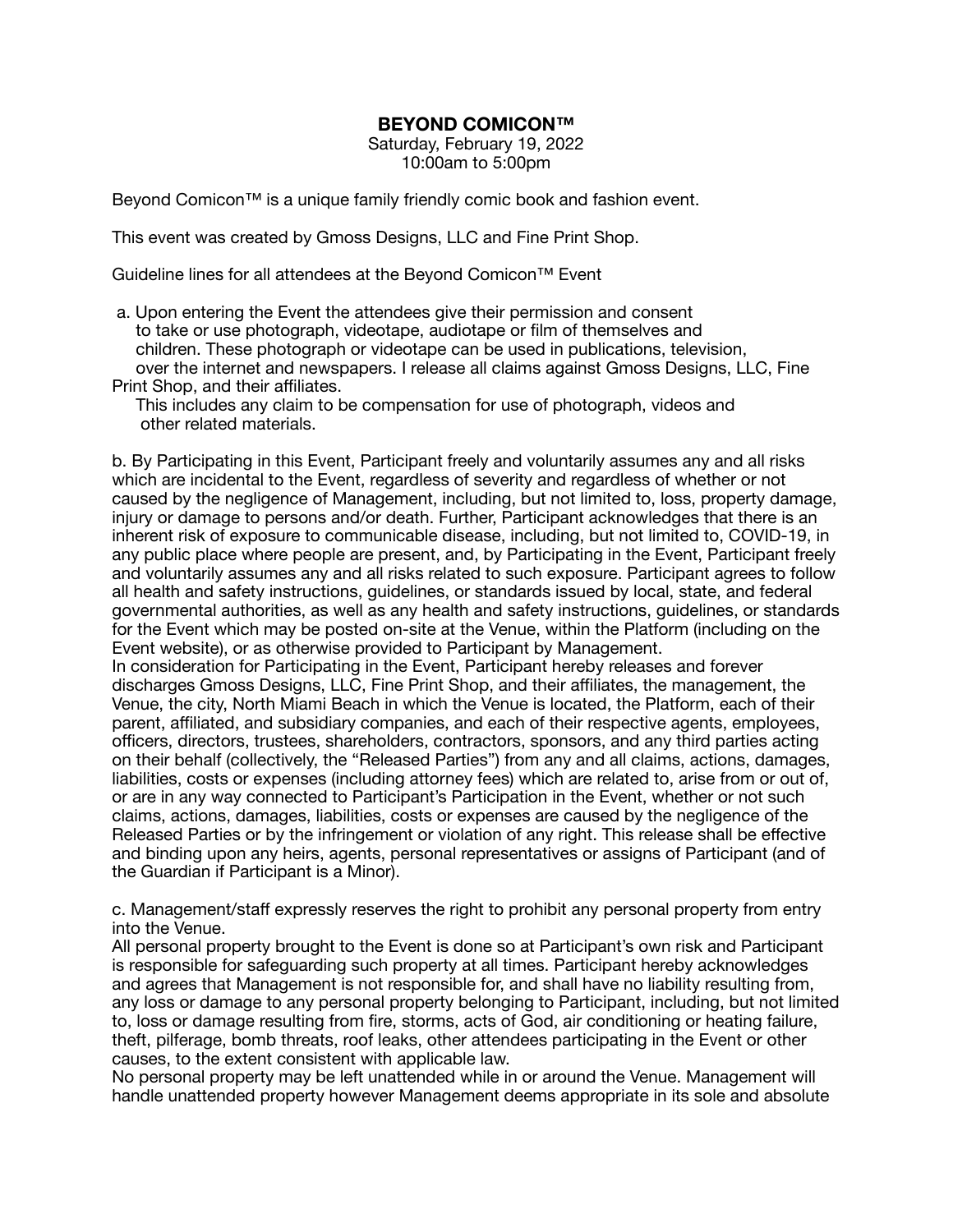# BEYOND COMICON™

Saturday, February 19, 2022
10:00am to 5:00pm

Beyond Comicon™ is a unique family friendly comic book and fashion event.

This event was created by Gmoss Designs, LLC and Fine Print Shop.

Guideline lines for all attendees at the Beyond Comicon™ Event

a. Upon entering the Event the attendees give their permission and consent to take or use photograph, videotape, audiotape or film of themselves and children. These photograph or videotape can be used in publications, television, over the internet and newspapers. I release all claims against Gmoss Designs, LLC, Fine Print Shop, and their affiliates.
This includes any claim to be compensation for use of photograph, videos and other related materials.

b. By Participating in this Event, Participant freely and voluntarily assumes any and all risks which are incidental to the Event, regardless of severity and regardless of whether or not caused by the negligence of Management, including, but not limited to, loss, property damage, injury or damage to persons and/or death. Further, Participant acknowledges that there is an inherent risk of exposure to communicable disease, including, but not limited to, COVID-19, in any public place where people are present, and, by Participating in the Event, Participant freely and voluntarily assumes any and all risks related to such exposure. Participant agrees to follow all health and safety instructions, guidelines, or standards issued by local, state, and federal governmental authorities, as well as any health and safety instructions, guidelines, or standards for the Event which may be posted on-site at the Venue, within the Platform (including on the Event website), or as otherwise provided to Participant by Management.
In consideration for Participating in the Event, Participant hereby releases and forever discharges Gmoss Designs, LLC, Fine Print Shop, and their affiliates, the management, the Venue, the city, North Miami Beach in which the Venue is located, the Platform, each of their parent, affiliated, and subsidiary companies, and each of their respective agents, employees, officers, directors, trustees, shareholders, contractors, sponsors, and any third parties acting on their behalf (collectively, the "Released Parties") from any and all claims, actions, damages, liabilities, costs or expenses (including attorney fees) which are related to, arise from or out of, or are in any way connected to Participant's Participation in the Event, whether or not such claims, actions, damages, liabilities, costs or expenses are caused by the negligence of the Released Parties or by the infringement or violation of any right. This release shall be effective and binding upon any heirs, agents, personal representatives or assigns of Participant (and of the Guardian if Participant is a Minor).

c. Management/staff expressly reserves the right to prohibit any personal property from entry into the Venue.
All personal property brought to the Event is done so at Participant's own risk and Participant is responsible for safeguarding such property at all times. Participant hereby acknowledges and agrees that Management is not responsible for, and shall have no liability resulting from, any loss or damage to any personal property belonging to Participant, including, but not limited to, loss or damage resulting from fire, storms, acts of God, air conditioning or heating failure, theft, pilferage, bomb threats, roof leaks, other attendees participating in the Event or other causes, to the extent consistent with applicable law.
No personal property may be left unattended while in or around the Venue. Management will handle unattended property however Management deems appropriate in its sole and absolute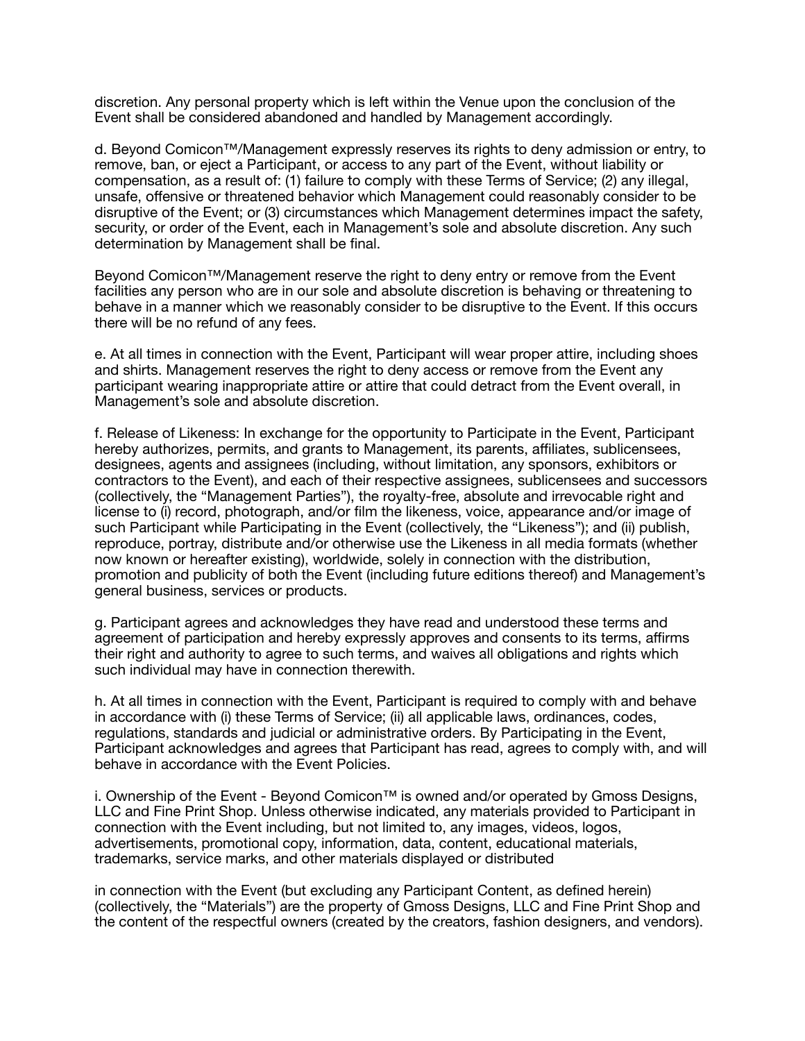discretion. Any personal property which is left within the Venue upon the conclusion of the Event shall be considered abandoned and handled by Management accordingly.

d. Beyond Comicon™/Management expressly reserves its rights to deny admission or entry, to remove, ban, or eject a Participant, or access to any part of the Event, without liability or compensation, as a result of: (1) failure to comply with these Terms of Service; (2) any illegal, unsafe, offensive or threatened behavior which Management could reasonably consider to be disruptive of the Event; or (3) circumstances which Management determines impact the safety, security, or order of the Event, each in Management's sole and absolute discretion. Any such determination by Management shall be final.

Beyond Comicon™/Management reserve the right to deny entry or remove from the Event facilities any person who are in our sole and absolute discretion is behaving or threatening to behave in a manner which we reasonably consider to be disruptive to the Event. If this occurs there will be no refund of any fees.

e. At all times in connection with the Event, Participant will wear proper attire, including shoes and shirts. Management reserves the right to deny access or remove from the Event any participant wearing inappropriate attire or attire that could detract from the Event overall, in Management's sole and absolute discretion.

f. Release of Likeness: In exchange for the opportunity to Participate in the Event, Participant hereby authorizes, permits, and grants to Management, its parents, affiliates, sublicensees, designees, agents and assignees (including, without limitation, any sponsors, exhibitors or contractors to the Event), and each of their respective assignees, sublicensees and successors (collectively, the "Management Parties"), the royalty-free, absolute and irrevocable right and license to (i) record, photograph, and/or film the likeness, voice, appearance and/or image of such Participant while Participating in the Event (collectively, the "Likeness"); and (ii) publish, reproduce, portray, distribute and/or otherwise use the Likeness in all media formats (whether now known or hereafter existing), worldwide, solely in connection with the distribution, promotion and publicity of both the Event (including future editions thereof) and Management's general business, services or products.

g. Participant agrees and acknowledges they have read and understood these terms and agreement of participation and hereby expressly approves and consents to its terms, affirms their right and authority to agree to such terms, and waives all obligations and rights which such individual may have in connection therewith.

h. At all times in connection with the Event, Participant is required to comply with and behave in accordance with (i) these Terms of Service; (ii) all applicable laws, ordinances, codes, regulations, standards and judicial or administrative orders. By Participating in the Event, Participant acknowledges and agrees that Participant has read, agrees to comply with, and will behave in accordance with the Event Policies.

i. Ownership of the Event - Beyond Comicon™ is owned and/or operated by Gmoss Designs, LLC and Fine Print Shop. Unless otherwise indicated, any materials provided to Participant in connection with the Event including, but not limited to, any images, videos, logos, advertisements, promotional copy, information, data, content, educational materials, trademarks, service marks, and other materials displayed or distributed in connection with the Event (but excluding any Participant Content, as defined herein) (collectively, the "Materials") are the property of Gmoss Designs, LLC and Fine Print Shop and the content of the respectful owners (created by the creators, fashion designers, and vendors).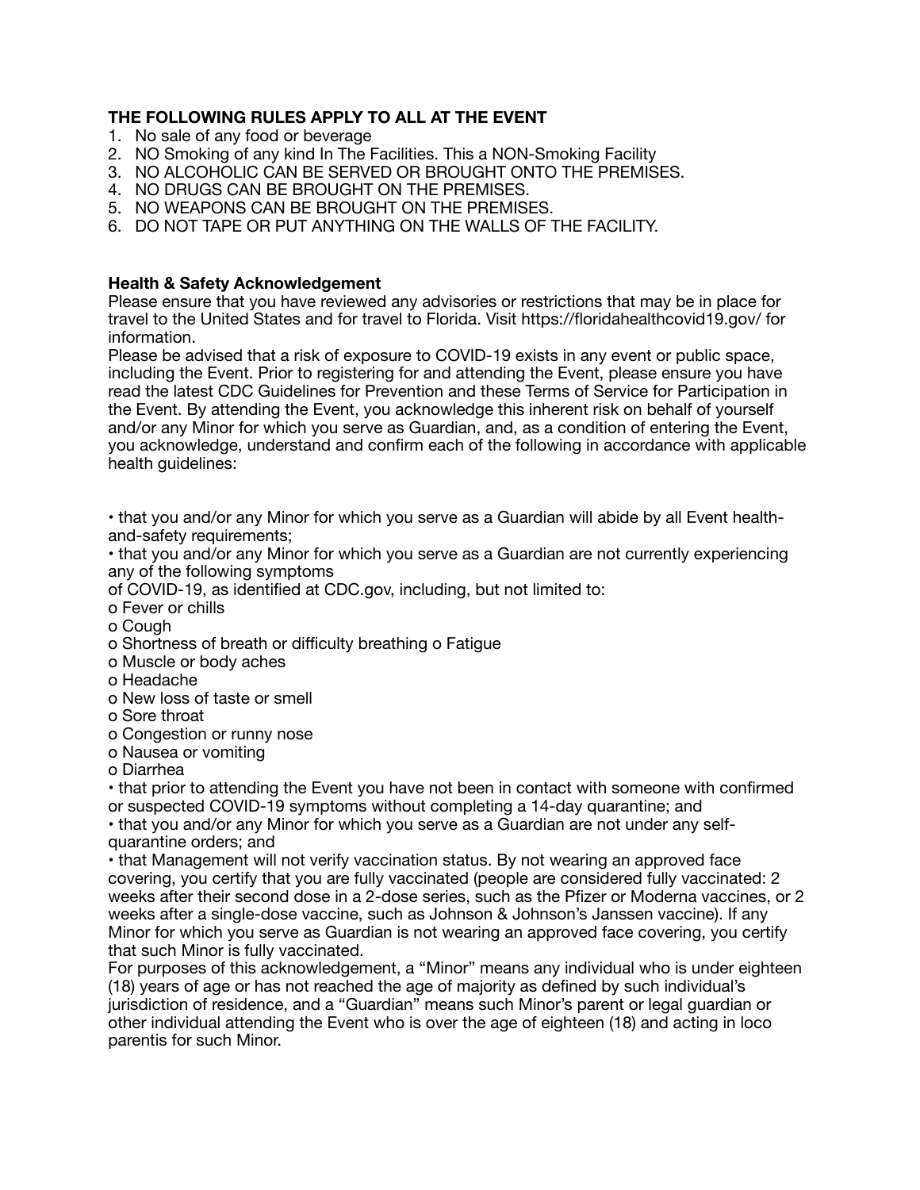**THE FOLLOWING RULES APPLY TO ALL AT THE EVENT**

1. No sale of any food or beverage
2. NO Smoking of any kind In The Facilities. This a NON-Smoking Facility
3. NO ALCOHOLIC CAN BE SERVED OR BROUGHT ONTO THE PREMISES.
4. NO DRUGS CAN BE BROUGHT ON THE PREMISES.
5. NO WEAPONS CAN BE BROUGHT ON THE PREMISES.
6. DO NOT TAPE OR PUT ANYTHING ON THE WALLS OF THE FACILITY.

**Health & Safety Acknowledgement**

Please ensure that you have reviewed any advisories or restrictions that may be in place for travel to the United States and for travel to Florida. Visit https://floridahealthcovid19.gov/ for information.

Please be advised that a risk of exposure to COVID-19 exists in any event or public space, including the Event. Prior to registering for and attending the Event, please ensure you have read the latest CDC Guidelines for Prevention and these Terms of Service for Participation in the Event. By attending the Event, you acknowledge this inherent risk on behalf of yourself and/or any Minor for which you serve as Guardian, and, as a condition of entering the Event, you acknowledge, understand and confirm each of the following in accordance with applicable health guidelines:

• that you and/or any Minor for which you serve as a Guardian will abide by all Event health-and-safety requirements;

• that you and/or any Minor for which you serve as a Guardian are not currently experiencing any of the following symptoms of COVID-19, as identified at CDC.gov, including, but not limited to:

o Fever or chills
o Cough
o Shortness of breath or difficulty breathing o Fatigue
o Muscle or body aches
o Headache
o New loss of taste or smell
o Sore throat
o Congestion or runny nose
o Nausea or vomiting
o Diarrhea

• that prior to attending the Event you have not been in contact with someone with confirmed or suspected COVID-19 symptoms without completing a 14-day quarantine; and

• that you and/or any Minor for which you serve as a Guardian are not under any self-quarantine orders; and

• that Management will not verify vaccination status. By not wearing an approved face covering, you certify that you are fully vaccinated (people are considered fully vaccinated: 2 weeks after their second dose in a 2-dose series, such as the Pfizer or Moderna vaccines, or 2 weeks after a single-dose vaccine, such as Johnson & Johnson's Janssen vaccine). If any Minor for which you serve as Guardian is not wearing an approved face covering, you certify that such Minor is fully vaccinated.

For purposes of this acknowledgement, a "Minor" means any individual who is under eighteen (18) years of age or has not reached the age of majority as defined by such individual's jurisdiction of residence, and a "Guardian" means such Minor's parent or legal guardian or other individual attending the Event who is over the age of eighteen (18) and acting in loco parentis for such Minor.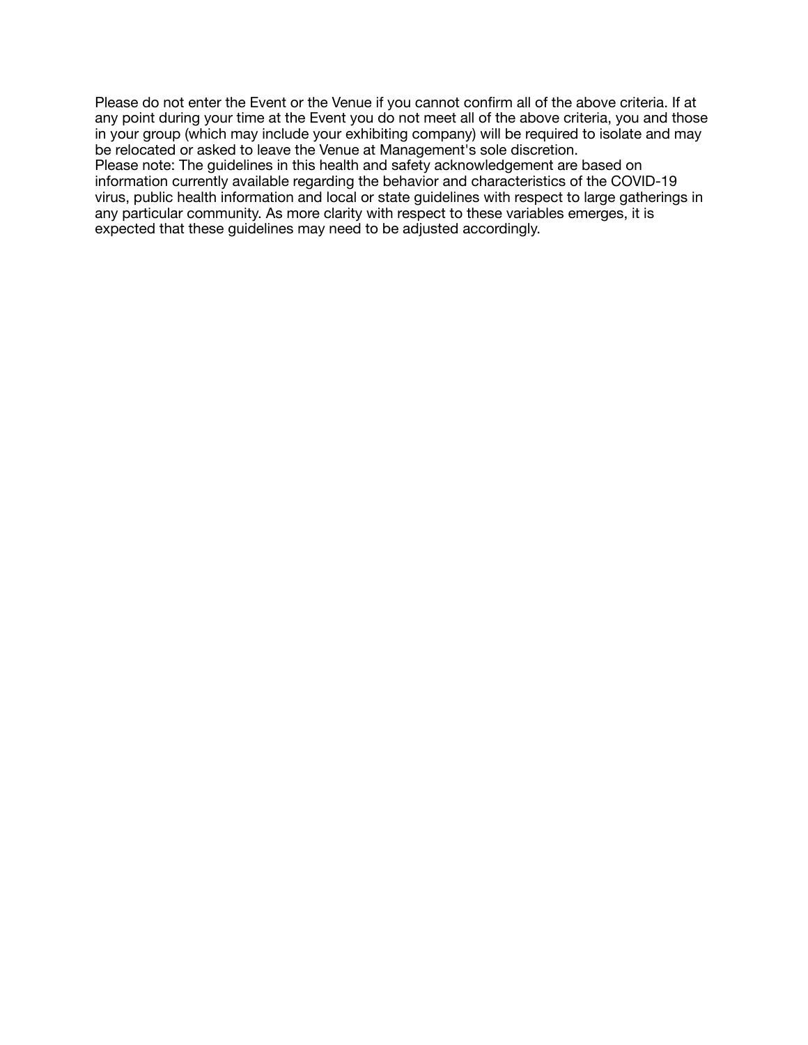Please do not enter the Event or the Venue if you cannot confirm all of the above criteria. If at any point during your time at the Event you do not meet all of the above criteria, you and those in your group (which may include your exhibiting company) will be required to isolate and may be relocated or asked to leave the Venue at Management's sole discretion.

Please note: The guidelines in this health and safety acknowledgement are based on information currently available regarding the behavior and characteristics of the COVID-19 virus, public health information and local or state guidelines with respect to large gatherings in any particular community. As more clarity with respect to these variables emerges, it is expected that these guidelines may need to be adjusted accordingly.